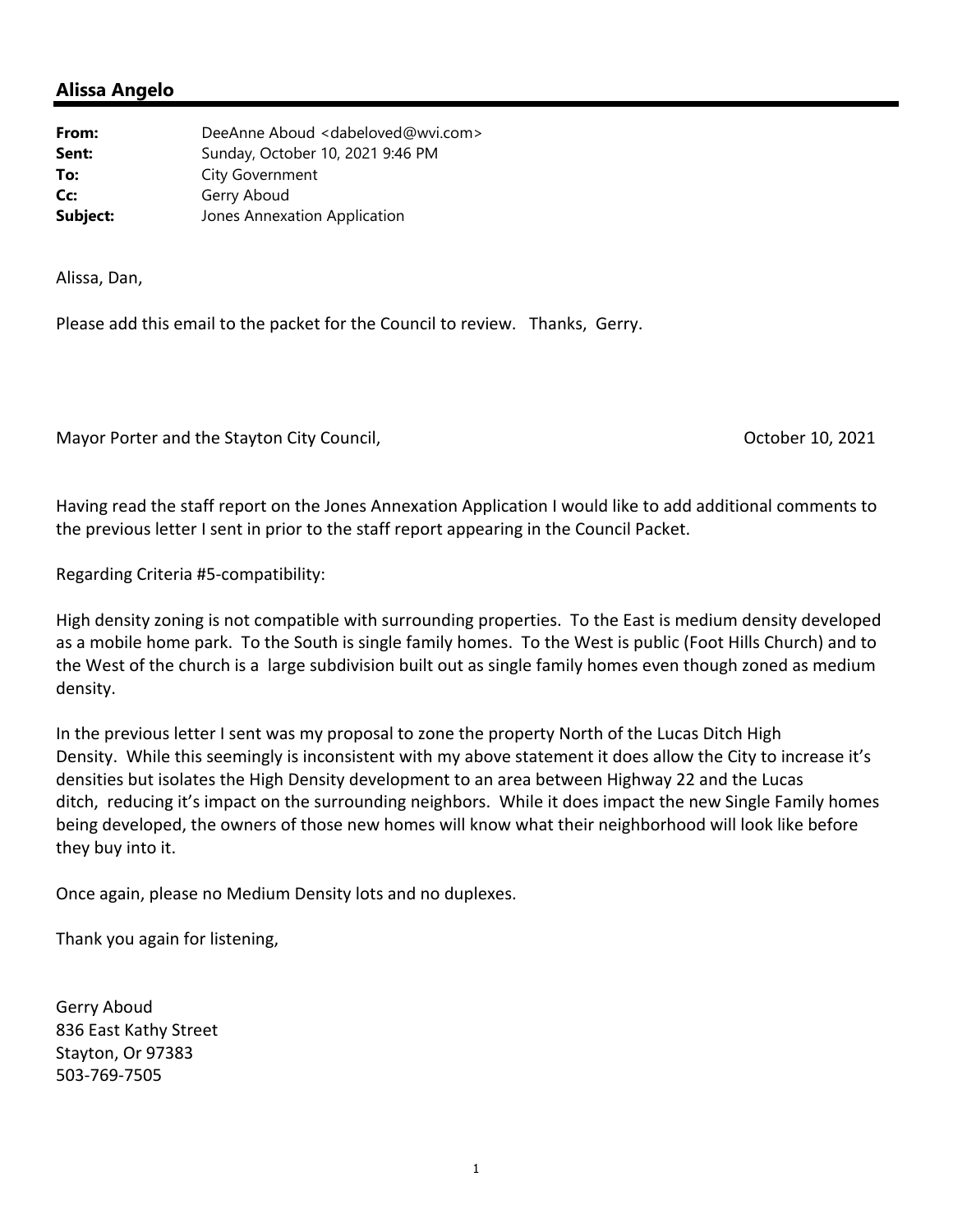## Alissa Angelo

**From:** DeeAnne Aboud <dabeloved@wvi.com>
**Sent:** Sunday, October 10, 2021 9:46 PM
**To:** City Government
**Cc:** Gerry Aboud
**Subject:** Jones Annexation Application

Alissa, Dan,

Please add this email to the packet for the Council to review. Thanks, Gerry.

Mayor Porter and the Stayton City Council, October 10, 2021

Having read the staff report on the Jones Annexation Application I would like to add additional comments to the previous letter I sent in prior to the staff report appearing in the Council Packet.

Regarding Criteria #5-compatibility:

High density zoning is not compatible with surrounding properties. To the East is medium density developed as a mobile home park. To the South is single family homes. To the West is public (Foot Hills Church) and to the West of the church is a large subdivision built out as single family homes even though zoned as medium density.

In the previous letter I sent was my proposal to zone the property North of the Lucas Ditch High Density. While this seemingly is inconsistent with my above statement it does allow the City to increase it's densities but isolates the High Density development to an area between Highway 22 and the Lucas ditch, reducing it's impact on the surrounding neighbors. While it does impact the new Single Family homes being developed, the owners of those new homes will know what their neighborhood will look like before they buy into it.

Once again, please no Medium Density lots and no duplexes.

Thank you again for listening,

Gerry Aboud
836 East Kathy Street
Stayton, Or 97383
503-769-7505